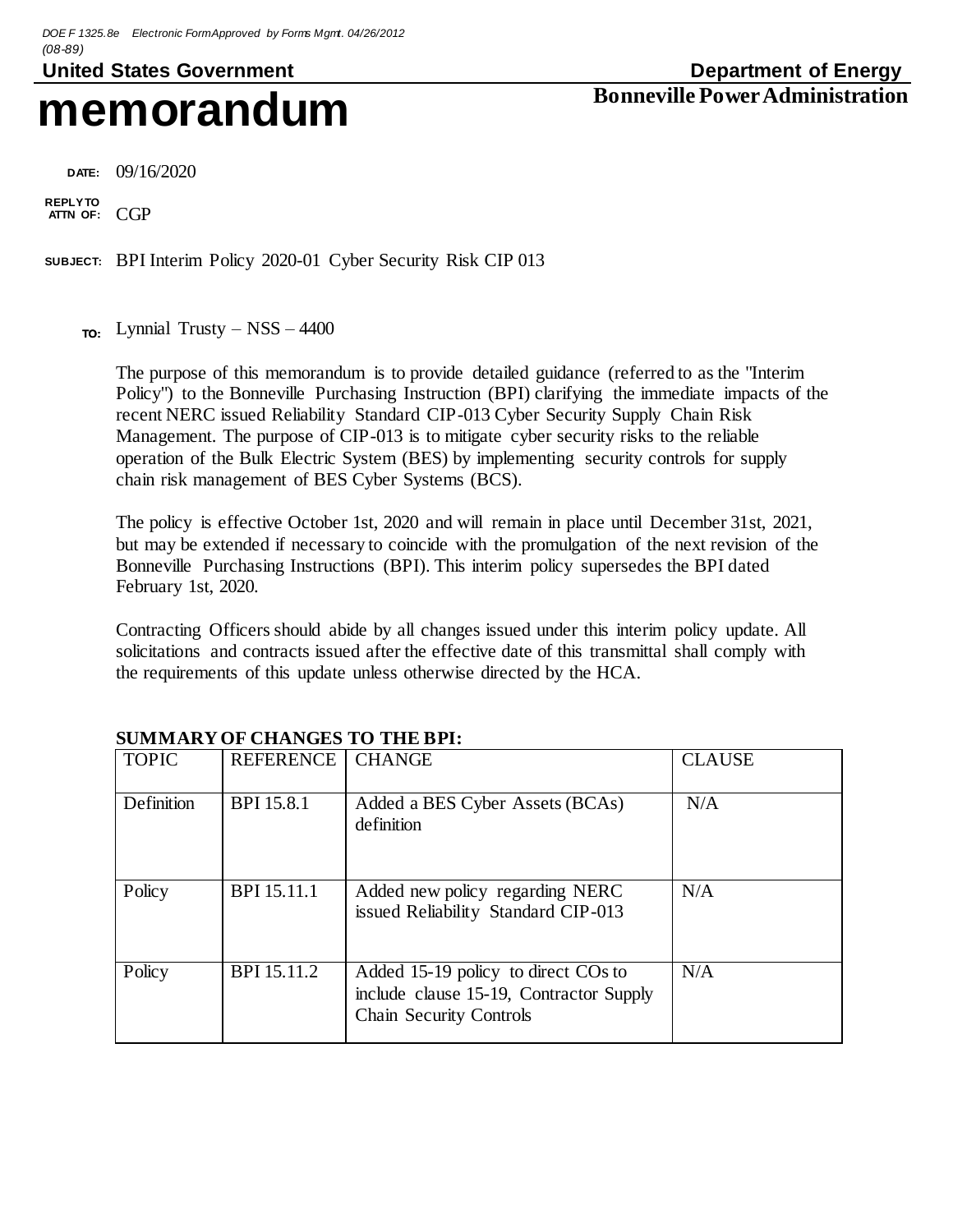*DOE F 1325.8e Electronic Form Approved by Forms Mgmt. 04/26/2012*
*(08-89)*

**United States Government** **Department of Energy**

# memorandum

**Bonneville Power Administration**

**DATE:** 09/16/2020

**REPLY TO ATTN OF:** CGP

**SUBJECT:** BPI Interim Policy 2020-01 Cyber Security Risk CIP 013

**TO:** Lynnial Trusty – NSS – 4400

The purpose of this memorandum is to provide detailed guidance (referred to as the "Interim Policy") to the Bonneville Purchasing Instruction (BPI) clarifying the immediate impacts of the recent NERC issued Reliability Standard CIP-013 Cyber Security Supply Chain Risk Management. The purpose of CIP-013 is to mitigate cyber security risks to the reliable operation of the Bulk Electric System (BES) by implementing security controls for supply chain risk management of BES Cyber Systems (BCS).

The policy is effective October 1st, 2020 and will remain in place until December 31st, 2021, but may be extended if necessary to coincide with the promulgation of the next revision of the Bonneville Purchasing Instructions (BPI). This interim policy supersedes the BPI dated February 1st, 2020.

Contracting Officers should abide by all changes issued under this interim policy update. All solicitations and contracts issued after the effective date of this transmittal shall comply with the requirements of this update unless otherwise directed by the HCA.

**SUMMARY OF CHANGES TO THE BPI:**

| TOPIC | REFERENCE | CHANGE | CLAUSE |
|---|---|---|---|
| Definition | BPI 15.8.1 | Added a BES Cyber Assets (BCAs) definition | N/A |
| Policy | BPI 15.11.1 | Added new policy regarding NERC issued Reliability Standard CIP-013 | N/A |
| Policy | BPI 15.11.2 | Added 15-19 policy to direct COs to include clause 15-19, Contractor Supply Chain Security Controls | N/A |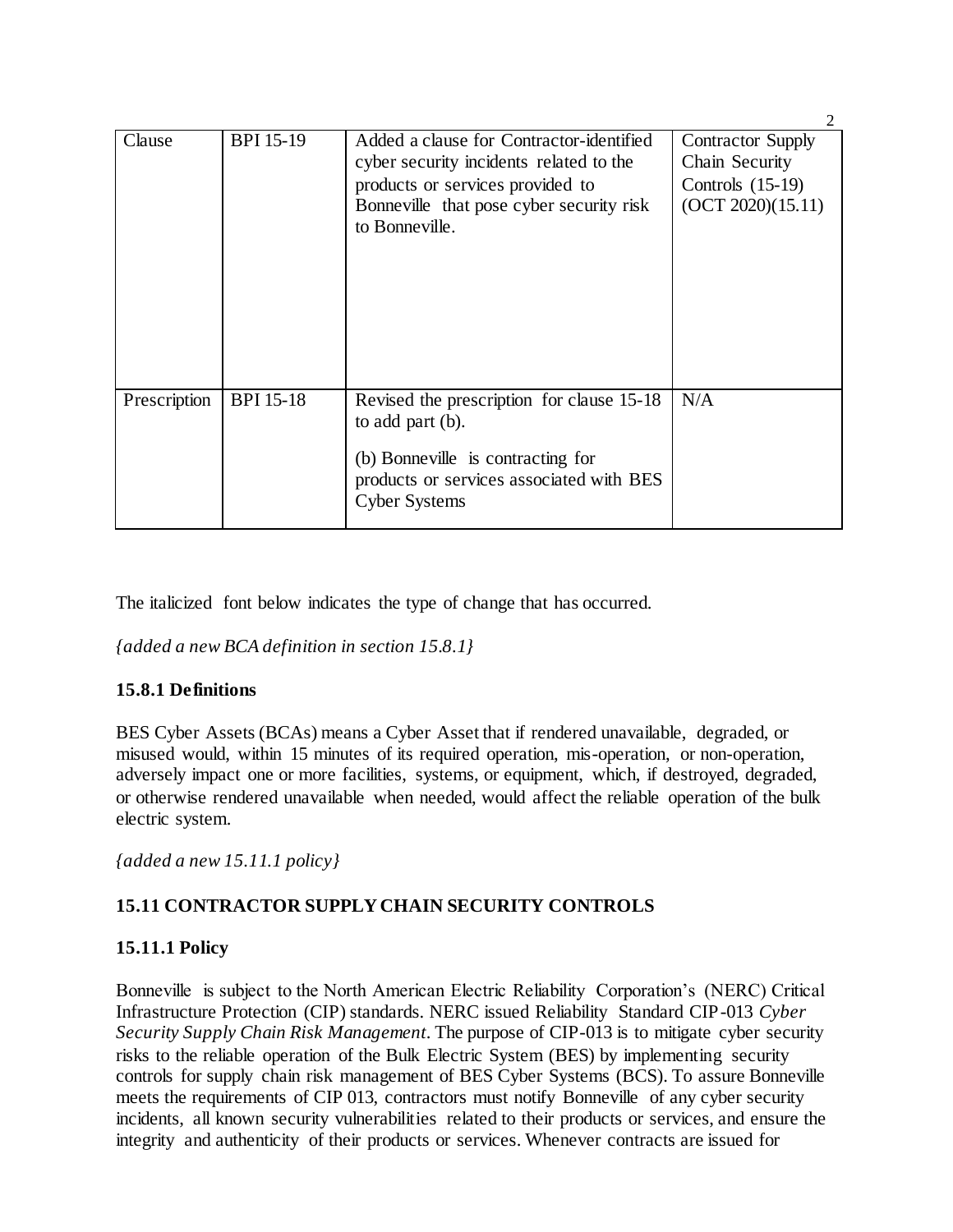| | | | |
|---|---|---|---|
| Clause | BPI 15-19 | Added a clause for Contractor-identified cyber security incidents related to the products or services provided to Bonneville that pose cyber security risk to Bonneville. | Contractor Supply Chain Security Controls (15-19) (OCT 2020)(15.11) |
| Prescription | BPI 15-18 | Revised the prescription for clause 15-18 to add part (b).<br><br>(b) Bonneville is contracting for products or services associated with BES Cyber Systems | N/A |

The italicized font below indicates the type of change that has occurred.

*{added a new BCA definition in section 15.8.1}*

**15.8.1 Definitions**

BES Cyber Assets (BCAs) means a Cyber Asset that if rendered unavailable, degraded, or misused would, within 15 minutes of its required operation, mis-operation, or non-operation, adversely impact one or more facilities, systems, or equipment, which, if destroyed, degraded, or otherwise rendered unavailable when needed, would affect the reliable operation of the bulk electric system.

*{added a new 15.11.1 policy}*

**15.11 CONTRACTOR SUPPLY CHAIN SECURITY CONTROLS**

**15.11.1 Policy**

Bonneville is subject to the North American Electric Reliability Corporation's (NERC) Critical Infrastructure Protection (CIP) standards. NERC issued Reliability Standard CIP-013 *Cyber Security Supply Chain Risk Management*. The purpose of CIP-013 is to mitigate cyber security risks to the reliable operation of the Bulk Electric System (BES) by implementing security controls for supply chain risk management of BES Cyber Systems (BCS). To assure Bonneville meets the requirements of CIP 013, contractors must notify Bonneville of any cyber security incidents, all known security vulnerabilities related to their products or services, and ensure the integrity and authenticity of their products or services. Whenever contracts are issued for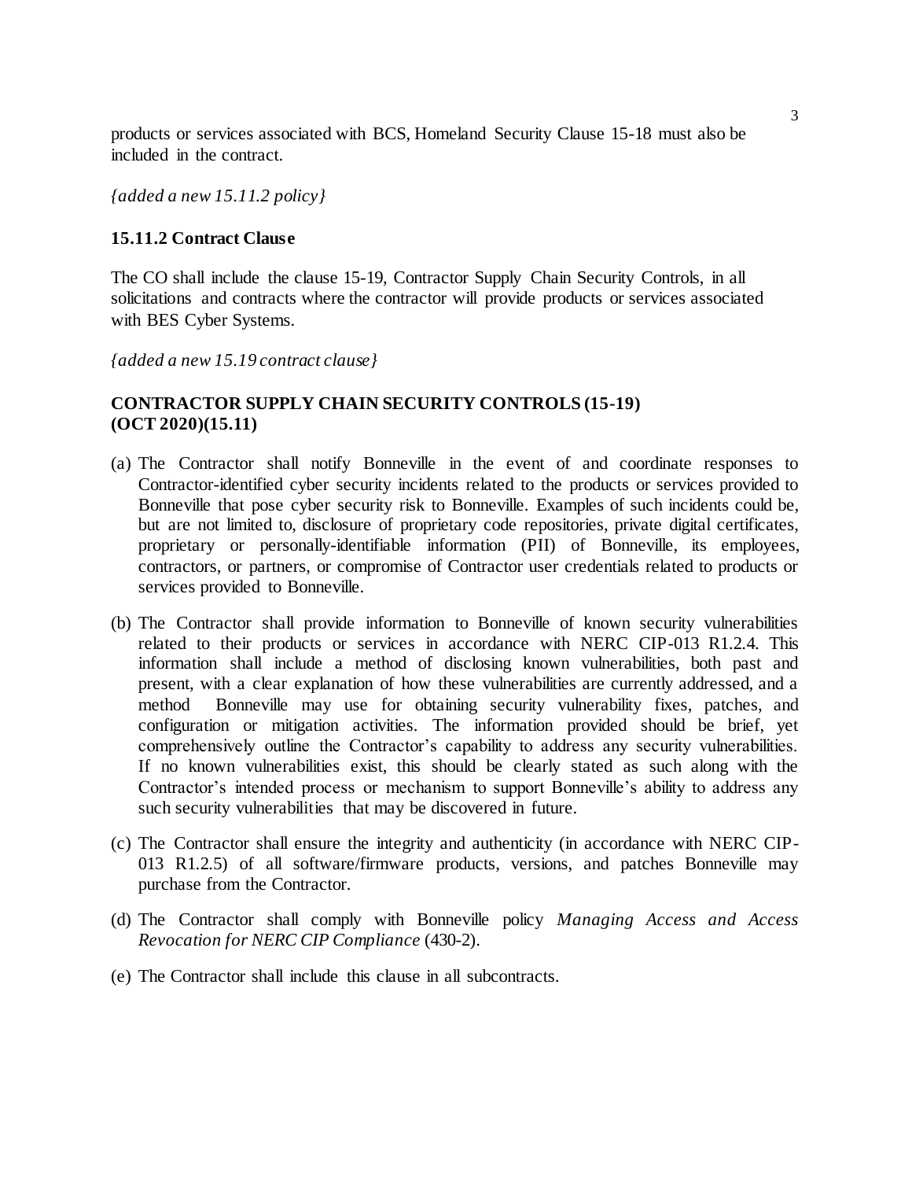products or services associated with BCS, Homeland Security Clause 15-18 must also be included in the contract.

*{added a new 15.11.2 policy}*

### 15.11.2 Contract Clause

The CO shall include the clause 15-19, Contractor Supply Chain Security Controls, in all solicitations and contracts where the contractor will provide products or services associated with BES Cyber Systems.

*{added a new 15.19 contract clause}*

### CONTRACTOR SUPPLY CHAIN SECURITY CONTROLS (15-19) (OCT 2020)(15.11)

(a) The Contractor shall notify Bonneville in the event of and coordinate responses to Contractor-identified cyber security incidents related to the products or services provided to Bonneville that pose cyber security risk to Bonneville. Examples of such incidents could be, but are not limited to, disclosure of proprietary code repositories, private digital certificates, proprietary or personally-identifiable information (PII) of Bonneville, its employees, contractors, or partners, or compromise of Contractor user credentials related to products or services provided to Bonneville.

(b) The Contractor shall provide information to Bonneville of known security vulnerabilities related to their products or services in accordance with NERC CIP-013 R1.2.4. This information shall include a method of disclosing known vulnerabilities, both past and present, with a clear explanation of how these vulnerabilities are currently addressed, and a method Bonneville may use for obtaining security vulnerability fixes, patches, and configuration or mitigation activities. The information provided should be brief, yet comprehensively outline the Contractor's capability to address any security vulnerabilities. If no known vulnerabilities exist, this should be clearly stated as such along with the Contractor's intended process or mechanism to support Bonneville's ability to address any such security vulnerabilities that may be discovered in future.

(c) The Contractor shall ensure the integrity and authenticity (in accordance with NERC CIP-013 R1.2.5) of all software/firmware products, versions, and patches Bonneville may purchase from the Contractor.

(d) The Contractor shall comply with Bonneville policy *Managing Access and Access Revocation for NERC CIP Compliance* (430-2).

(e) The Contractor shall include this clause in all subcontracts.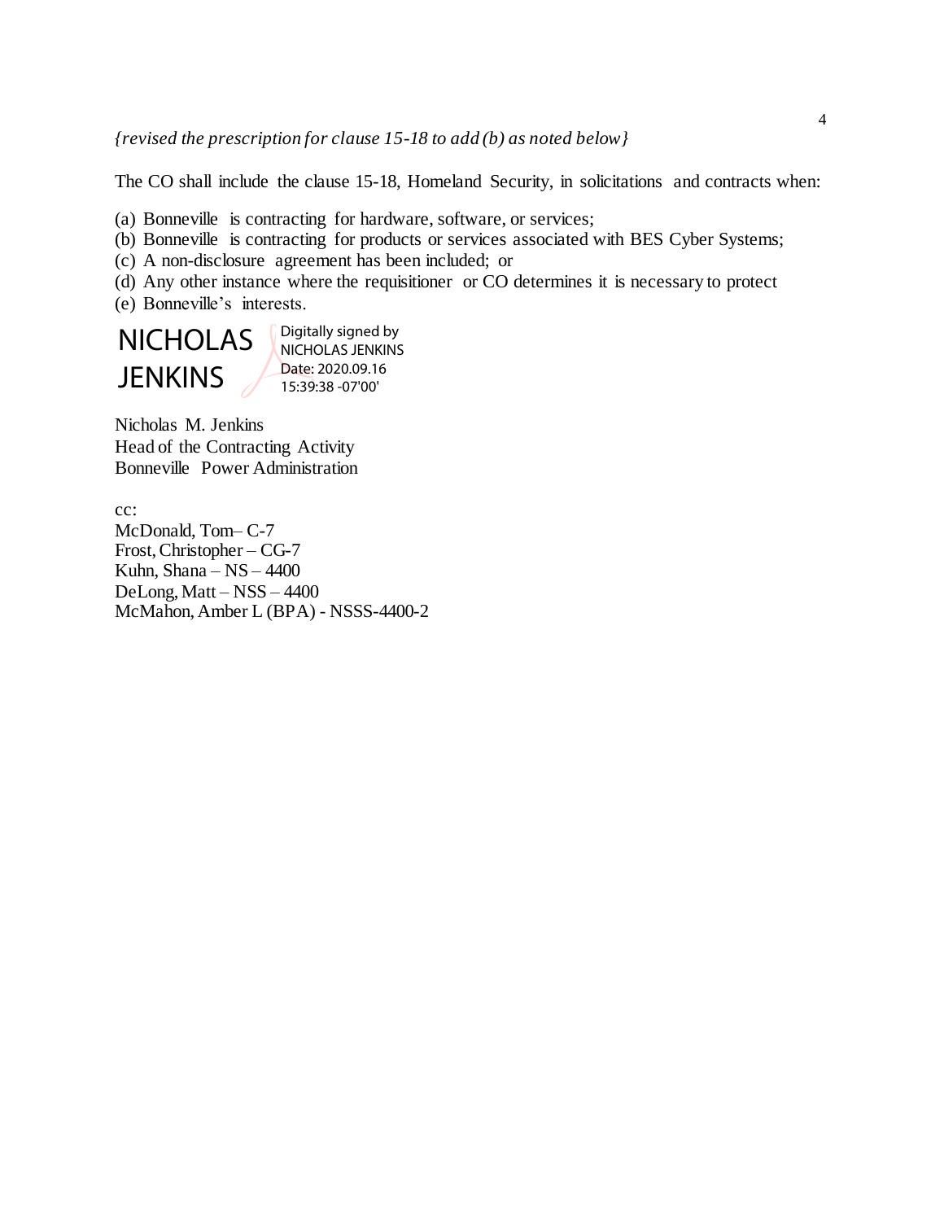*{revised the prescription for clause 15-18 to add (b) as noted below}*

The CO shall include the clause 15-18, Homeland Security, in solicitations and contracts when:

(a) Bonneville is contracting for hardware, software, or services;
(b) Bonneville is contracting for products or services associated with BES Cyber Systems;
(c) A non-disclosure agreement has been included; or
(d) Any other instance where the requisitioner or CO determines it is necessary to protect
(e) Bonneville's interests.

NICHOLAS JENKINS
Digitally signed by NICHOLAS JENKINS
Date: 2020.09.16 15:39:38 -07'00'

Nicholas M. Jenkins
Head of the Contracting Activity
Bonneville Power Administration

cc:
McDonald, Tom– C-7
Frost, Christopher – CG-7
Kuhn, Shana – NS – 4400
DeLong, Matt – NSS – 4400
McMahon, Amber L (BPA) - NSSS-4400-2